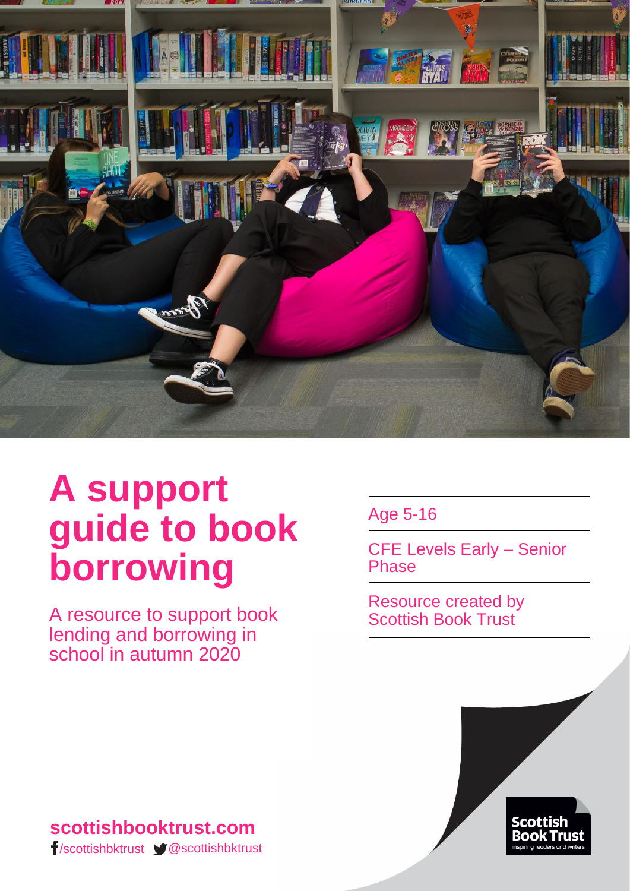# A support guide to book borrowing

A resource to support book lending and borrowing in school in autumn 2020

Age 5-16

CFE Levels Early – Senior Phase

Resource created by Scottish Book Trust

**scottishbooktrust.com**

/scottishbktrust @scottishbktrust

Scottish Book Trust
inspiring readers and writers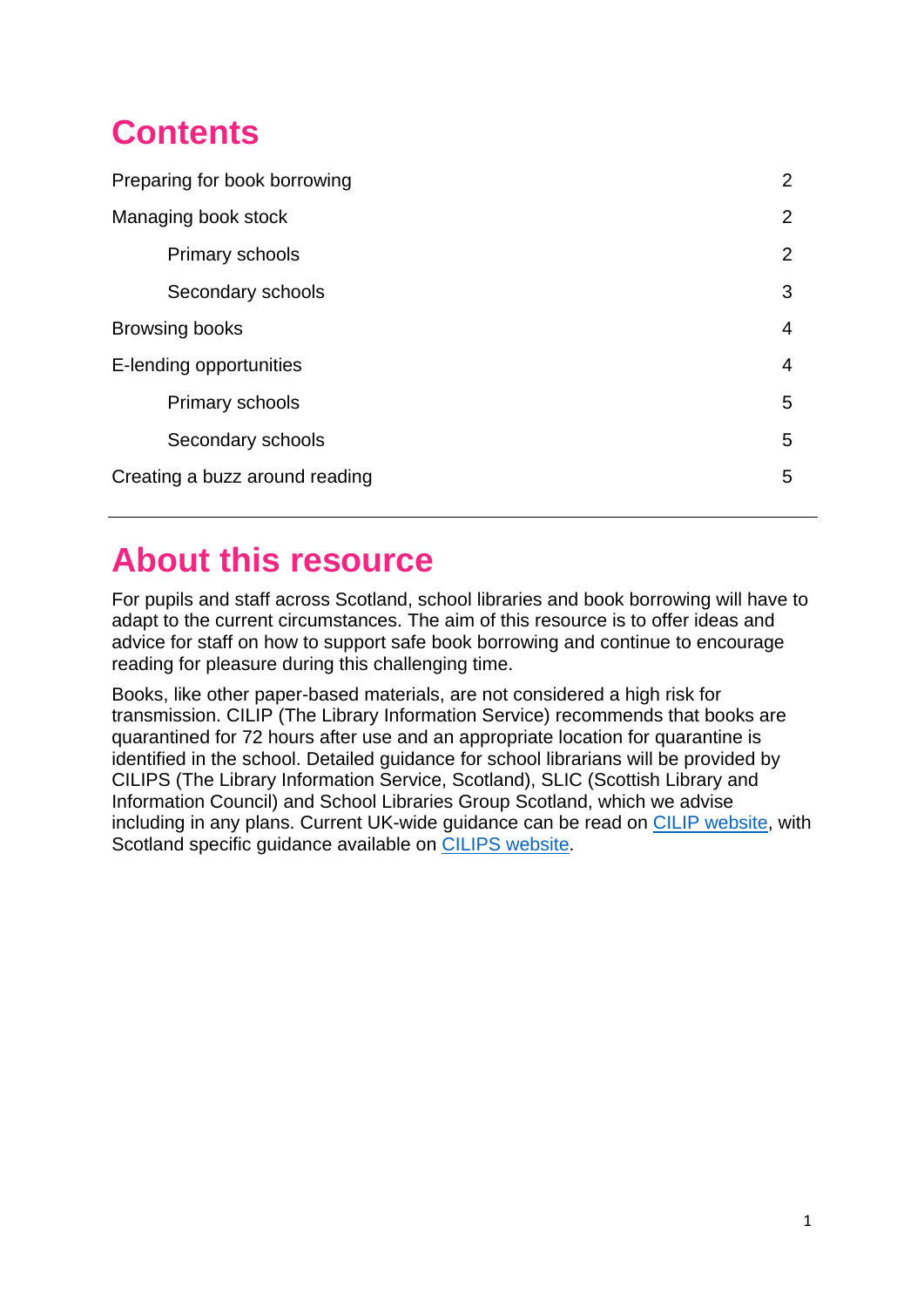# Contents

| | |
|---|---|
| Preparing for book borrowing | 2 |
| Managing book stock | 2 |
| Primary schools | 2 |
| Secondary schools | 3 |
| Browsing books | 4 |
| E-lending opportunities | 4 |
| Primary schools | 5 |
| Secondary schools | 5 |
| Creating a buzz around reading | 5 |

---

# About this resource

For pupils and staff across Scotland, school libraries and book borrowing will have to adapt to the current circumstances. The aim of this resource is to offer ideas and advice for staff on how to support safe book borrowing and continue to encourage reading for pleasure during this challenging time.

Books, like other paper-based materials, are not considered a high risk for transmission. CILIP (The Library Information Service) recommends that books are quarantined for 72 hours after use and an appropriate location for quarantine is identified in the school. Detailed guidance for school librarians will be provided by CILIPS (The Library Information Service, Scotland), SLIC (Scottish Library and Information Council) and School Libraries Group Scotland, which we advise including in any plans. Current UK-wide guidance can be read on CILIP website, with Scotland specific guidance available on CILIPS website.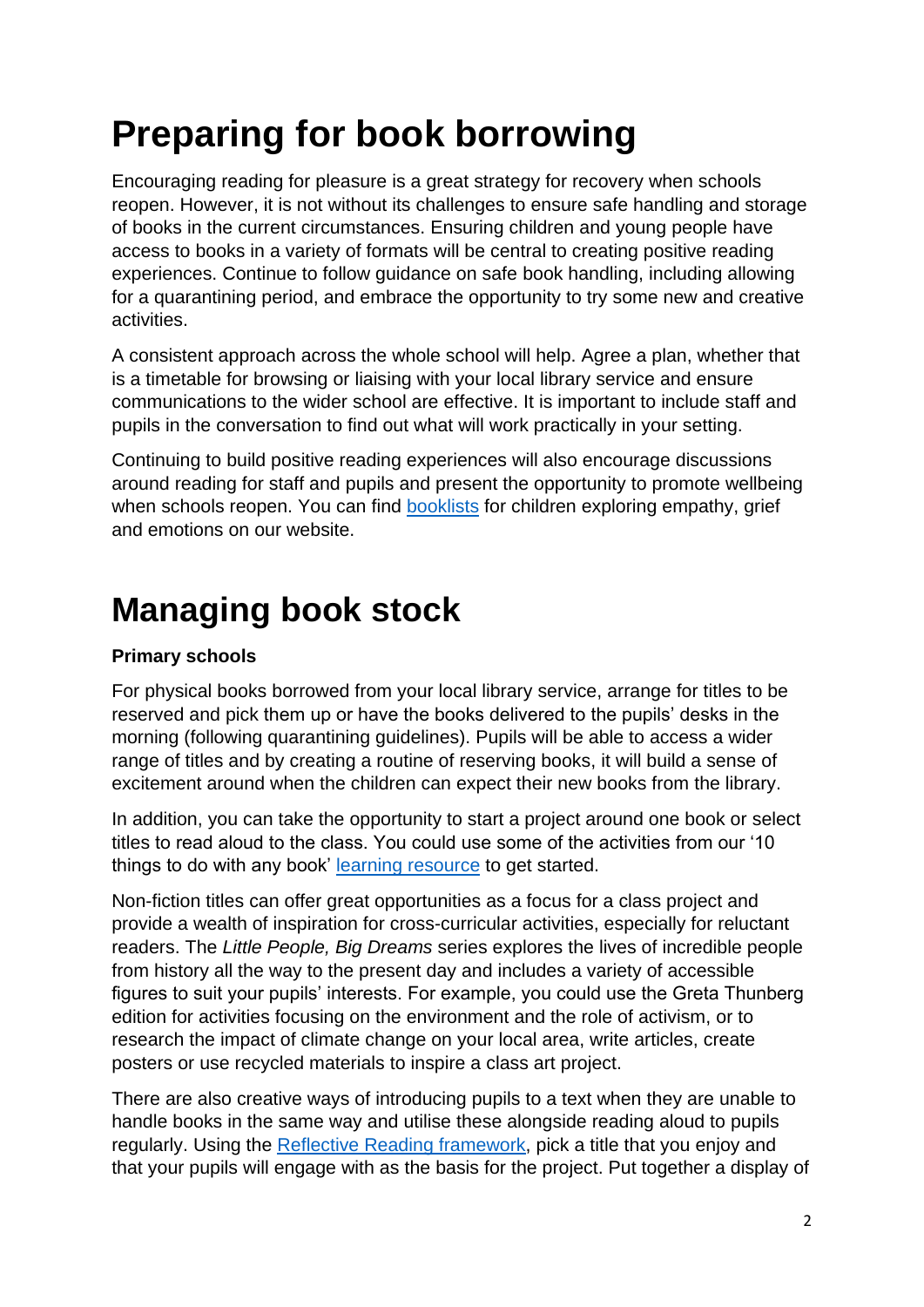# Preparing for book borrowing

Encouraging reading for pleasure is a great strategy for recovery when schools reopen. However, it is not without its challenges to ensure safe handling and storage of books in the current circumstances. Ensuring children and young people have access to books in a variety of formats will be central to creating positive reading experiences. Continue to follow guidance on safe book handling, including allowing for a quarantining period, and embrace the opportunity to try some new and creative activities.

A consistent approach across the whole school will help. Agree a plan, whether that is a timetable for browsing or liaising with your local library service and ensure communications to the wider school are effective. It is important to include staff and pupils in the conversation to find out what will work practically in your setting.

Continuing to build positive reading experiences will also encourage discussions around reading for staff and pupils and present the opportunity to promote wellbeing when schools reopen. You can find booklists for children exploring empathy, grief and emotions on our website.

# Managing book stock

**Primary schools**

For physical books borrowed from your local library service, arrange for titles to be reserved and pick them up or have the books delivered to the pupils' desks in the morning (following quarantining guidelines). Pupils will be able to access a wider range of titles and by creating a routine of reserving books, it will build a sense of excitement around when the children can expect their new books from the library.

In addition, you can take the opportunity to start a project around one book or select titles to read aloud to the class. You could use some of the activities from our '10 things to do with any book' learning resource to get started.

Non-fiction titles can offer great opportunities as a focus for a class project and provide a wealth of inspiration for cross-curricular activities, especially for reluctant readers. The *Little People, Big Dreams* series explores the lives of incredible people from history all the way to the present day and includes a variety of accessible figures to suit your pupils' interests. For example, you could use the Greta Thunberg edition for activities focusing on the environment and the role of activism, or to research the impact of climate change on your local area, write articles, create posters or use recycled materials to inspire a class art project.

There are also creative ways of introducing pupils to a text when they are unable to handle books in the same way and utilise these alongside reading aloud to pupils regularly. Using the Reflective Reading framework, pick a title that you enjoy and that your pupils will engage with as the basis for the project. Put together a display of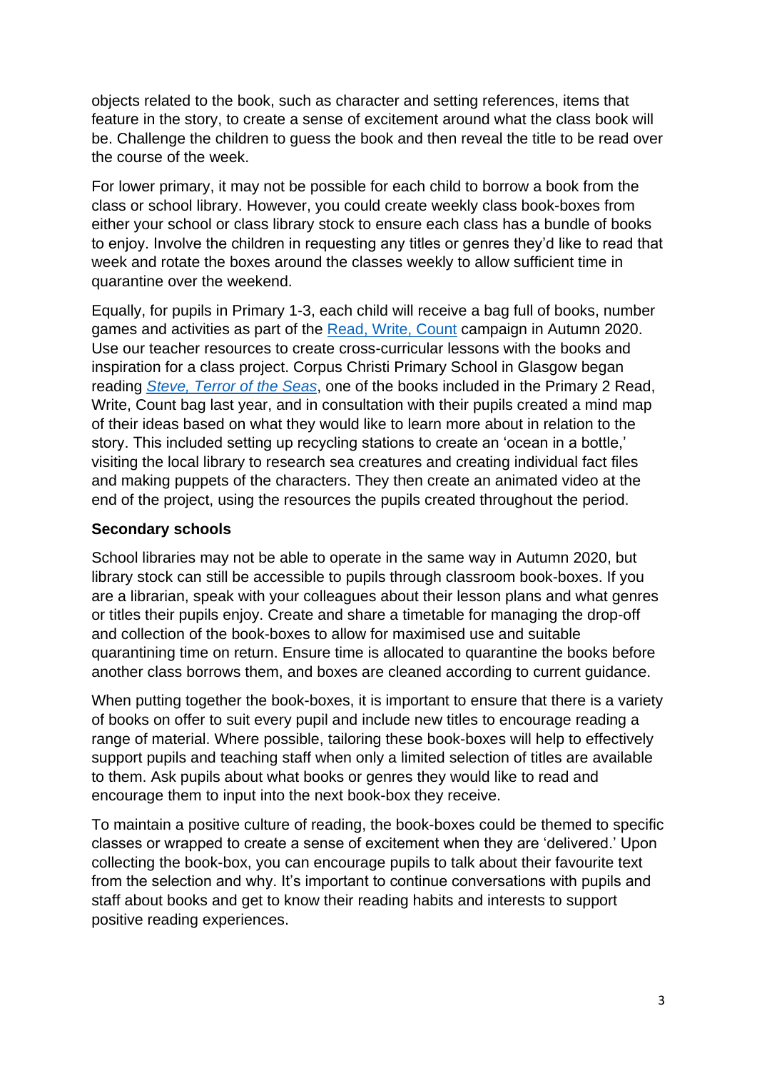objects related to the book, such as character and setting references, items that feature in the story, to create a sense of excitement around what the class book will be. Challenge the children to guess the book and then reveal the title to be read over the course of the week.

For lower primary, it may not be possible for each child to borrow a book from the class or school library. However, you could create weekly class book-boxes from either your school or class library stock to ensure each class has a bundle of books to enjoy. Involve the children in requesting any titles or genres they'd like to read that week and rotate the boxes around the classes weekly to allow sufficient time in quarantine over the weekend.

Equally, for pupils in Primary 1-3, each child will receive a bag full of books, number games and activities as part of the Read, Write, Count campaign in Autumn 2020. Use our teacher resources to create cross-curricular lessons with the books and inspiration for a class project. Corpus Christi Primary School in Glasgow began reading *Steve, Terror of the Seas*, one of the books included in the Primary 2 Read, Write, Count bag last year, and in consultation with their pupils created a mind map of their ideas based on what they would like to learn more about in relation to the story. This included setting up recycling stations to create an 'ocean in a bottle,' visiting the local library to research sea creatures and creating individual fact files and making puppets of the characters. They then create an animated video at the end of the project, using the resources the pupils created throughout the period.

**Secondary schools**

School libraries may not be able to operate in the same way in Autumn 2020, but library stock can still be accessible to pupils through classroom book-boxes. If you are a librarian, speak with your colleagues about their lesson plans and what genres or titles their pupils enjoy. Create and share a timetable for managing the drop-off and collection of the book-boxes to allow for maximised use and suitable quarantining time on return. Ensure time is allocated to quarantine the books before another class borrows them, and boxes are cleaned according to current guidance.

When putting together the book-boxes, it is important to ensure that there is a variety of books on offer to suit every pupil and include new titles to encourage reading a range of material. Where possible, tailoring these book-boxes will help to effectively support pupils and teaching staff when only a limited selection of titles are available to them. Ask pupils about what books or genres they would like to read and encourage them to input into the next book-box they receive.

To maintain a positive culture of reading, the book-boxes could be themed to specific classes or wrapped to create a sense of excitement when they are 'delivered.' Upon collecting the book-box, you can encourage pupils to talk about their favourite text from the selection and why. It's important to continue conversations with pupils and staff about books and get to know their reading habits and interests to support positive reading experiences.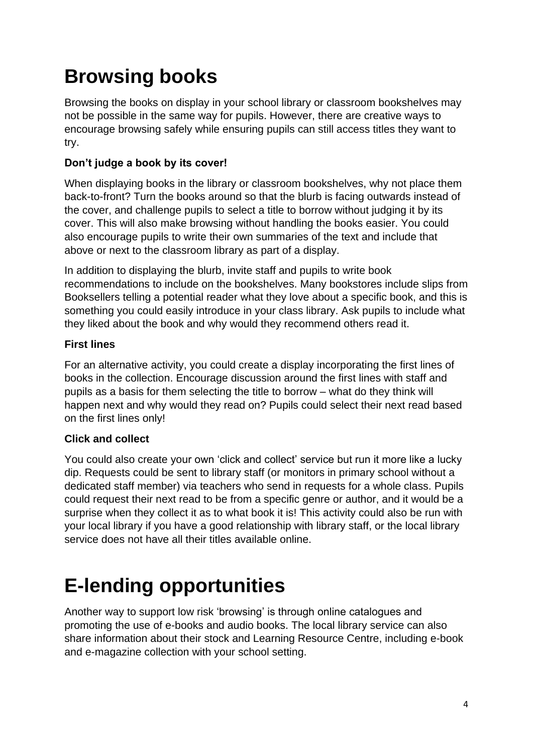# Browsing books

Browsing the books on display in your school library or classroom bookshelves may not be possible in the same way for pupils. However, there are creative ways to encourage browsing safely while ensuring pupils can still access titles they want to try.

**Don't judge a book by its cover!**

When displaying books in the library or classroom bookshelves, why not place them back-to-front? Turn the books around so that the blurb is facing outwards instead of the cover, and challenge pupils to select a title to borrow without judging it by its cover. This will also make browsing without handling the books easier. You could also encourage pupils to write their own summaries of the text and include that above or next to the classroom library as part of a display.

In addition to displaying the blurb, invite staff and pupils to write book recommendations to include on the bookshelves. Many bookstores include slips from Booksellers telling a potential reader what they love about a specific book, and this is something you could easily introduce in your class library. Ask pupils to include what they liked about the book and why would they recommend others read it.

**First lines**

For an alternative activity, you could create a display incorporating the first lines of books in the collection. Encourage discussion around the first lines with staff and pupils as a basis for them selecting the title to borrow – what do they think will happen next and why would they read on? Pupils could select their next read based on the first lines only!

**Click and collect**

You could also create your own 'click and collect' service but run it more like a lucky dip. Requests could be sent to library staff (or monitors in primary school without a dedicated staff member) via teachers who send in requests for a whole class. Pupils could request their next read to be from a specific genre or author, and it would be a surprise when they collect it as to what book it is! This activity could also be run with your local library if you have a good relationship with library staff, or the local library service does not have all their titles available online.

# E-lending opportunities

Another way to support low risk 'browsing' is through online catalogues and promoting the use of e-books and audio books. The local library service can also share information about their stock and Learning Resource Centre, including e-book and e-magazine collection with your school setting.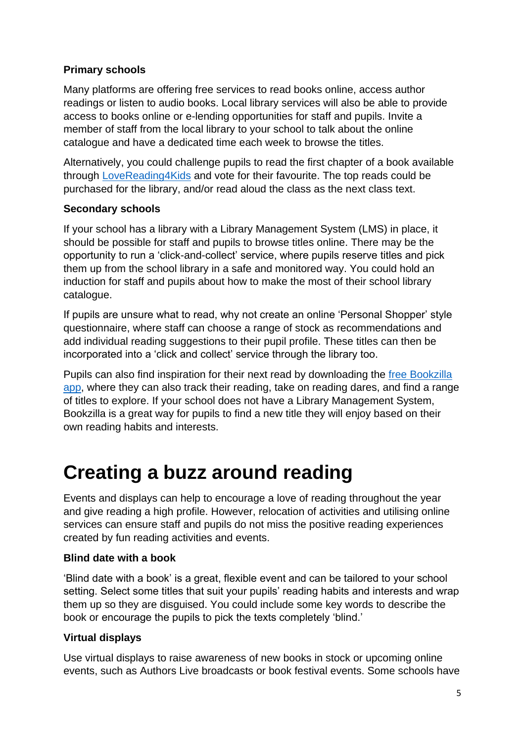### Primary schools

Many platforms are offering free services to read books online, access author readings or listen to audio books. Local library services will also be able to provide access to books online or e-lending opportunities for staff and pupils. Invite a member of staff from the local library to your school to talk about the online catalogue and have a dedicated time each week to browse the titles.

Alternatively, you could challenge pupils to read the first chapter of a book available through LoveReading4Kids and vote for their favourite. The top reads could be purchased for the library, and/or read aloud the class as the next class text.

### Secondary schools

If your school has a library with a Library Management System (LMS) in place, it should be possible for staff and pupils to browse titles online. There may be the opportunity to run a 'click-and-collect' service, where pupils reserve titles and pick them up from the school library in a safe and monitored way. You could hold an induction for staff and pupils about how to make the most of their school library catalogue.

If pupils are unsure what to read, why not create an online 'Personal Shopper' style questionnaire, where staff can choose a range of stock as recommendations and add individual reading suggestions to their pupil profile. These titles can then be incorporated into a 'click and collect' service through the library too.

Pupils can also find inspiration for their next read by downloading the free Bookzilla app, where they can also track their reading, take on reading dares, and find a range of titles to explore. If your school does not have a Library Management System, Bookzilla is a great way for pupils to find a new title they will enjoy based on their own reading habits and interests.

# Creating a buzz around reading

Events and displays can help to encourage a love of reading throughout the year and give reading a high profile. However, relocation of activities and utilising online services can ensure staff and pupils do not miss the positive reading experiences created by fun reading activities and events.

### Blind date with a book

'Blind date with a book' is a great, flexible event and can be tailored to your school setting. Select some titles that suit your pupils' reading habits and interests and wrap them up so they are disguised. You could include some key words to describe the book or encourage the pupils to pick the texts completely 'blind.'

### Virtual displays

Use virtual displays to raise awareness of new books in stock or upcoming online events, such as Authors Live broadcasts or book festival events. Some schools have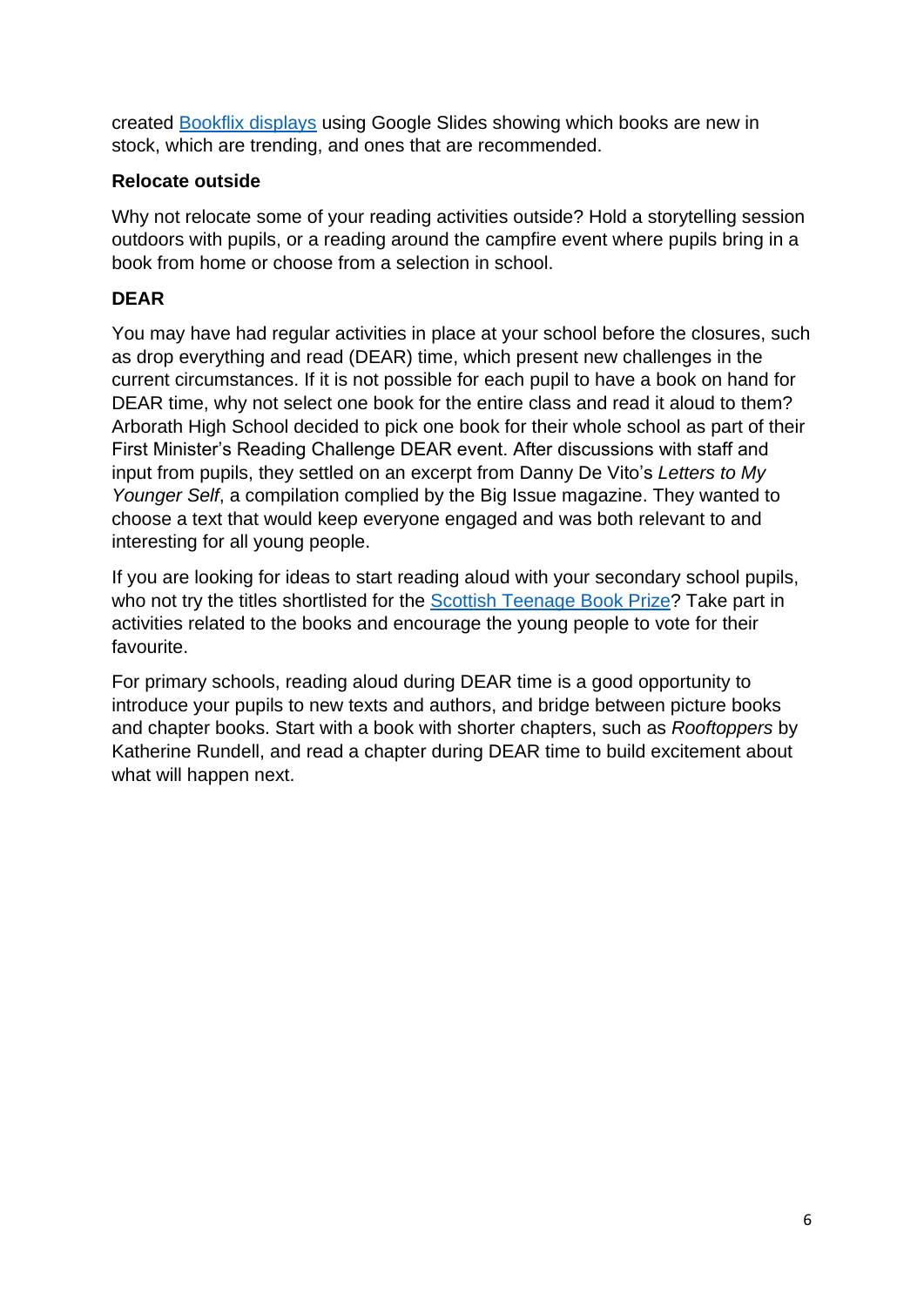created [Bookflix displays]() using Google Slides showing which books are new in stock, which are trending, and ones that are recommended.

**Relocate outside**

Why not relocate some of your reading activities outside? Hold a storytelling session outdoors with pupils, or a reading around the campfire event where pupils bring in a book from home or choose from a selection in school.

**DEAR**

You may have had regular activities in place at your school before the closures, such as drop everything and read (DEAR) time, which present new challenges in the current circumstances. If it is not possible for each pupil to have a book on hand for DEAR time, why not select one book for the entire class and read it aloud to them? Arborath High School decided to pick one book for their whole school as part of their First Minister's Reading Challenge DEAR event. After discussions with staff and input from pupils, they settled on an excerpt from Danny De Vito's *Letters to My Younger Self*, a compilation complied by the Big Issue magazine. They wanted to choose a text that would keep everyone engaged and was both relevant to and interesting for all young people.

If you are looking for ideas to start reading aloud with your secondary school pupils, who not try the titles shortlisted for the [Scottish Teenage Book Prize]()? Take part in activities related to the books and encourage the young people to vote for their favourite.

For primary schools, reading aloud during DEAR time is a good opportunity to introduce your pupils to new texts and authors, and bridge between picture books and chapter books. Start with a book with shorter chapters, such as *Rooftoppers* by Katherine Rundell, and read a chapter during DEAR time to build excitement about what will happen next.